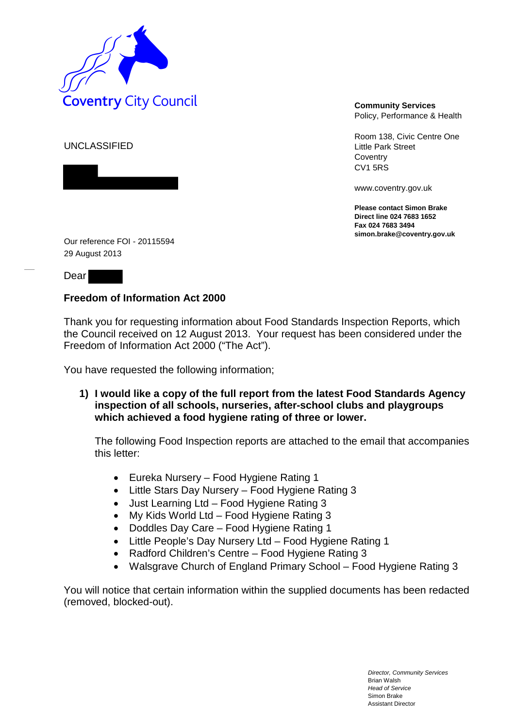Coventry City Council

UNCLASSIFIED

**Community Services**
Policy, Performance & Health

Room 138, Civic Centre One
Little Park Street
Coventry
CV1 5RS

www.coventry.gov.uk

**Please contact Simon Brake**
**Direct line 024 7683 1652**
**Fax 024 7683 3494**
**simon.brake@coventry.gov.uk**

Our reference FOI - 20115594
29 August 2013

Dear

**Freedom of Information Act 2000**

Thank you for requesting information about Food Standards Inspection Reports, which the Council received on 12 August 2013. Your request has been considered under the Freedom of Information Act 2000 ("The Act").

You have requested the following information;

1) **I would like a copy of the full report from the latest Food Standards Agency inspection of all schools, nurseries, after-school clubs and playgroups which achieved a food hygiene rating of three or lower.**

   The following Food Inspection reports are attached to the email that accompanies this letter:

   - Eureka Nursery – Food Hygiene Rating 1
   - Little Stars Day Nursery – Food Hygiene Rating 3
   - Just Learning Ltd – Food Hygiene Rating 3
   - My Kids World Ltd – Food Hygiene Rating 3
   - Doddles Day Care – Food Hygiene Rating 1
   - Little People's Day Nursery Ltd – Food Hygiene Rating 1
   - Radford Children's Centre – Food Hygiene Rating 3
   - Walsgrave Church of England Primary School – Food Hygiene Rating 3

You will notice that certain information within the supplied documents has been redacted (removed, blocked-out).

*Director, Community Services*
Brian Walsh
*Head of Service*
Simon Brake
Assistant Director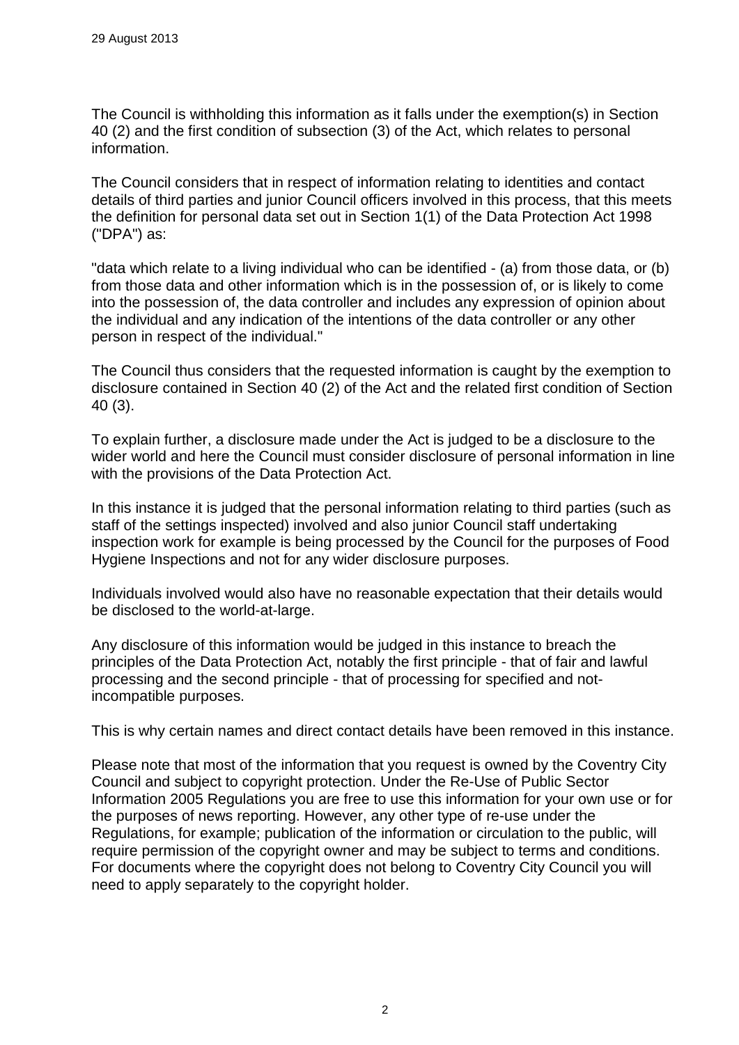29 August 2013

The Council is withholding this information as it falls under the exemption(s) in Section 40 (2) and the first condition of subsection (3) of the Act, which relates to personal information.

The Council considers that in respect of information relating to identities and contact details of third parties and junior Council officers involved in this process, that this meets the definition for personal data set out in Section 1(1) of the Data Protection Act 1998 ("DPA") as:

"data which relate to a living individual who can be identified - (a) from those data, or (b) from those data and other information which is in the possession of, or is likely to come into the possession of, the data controller and includes any expression of opinion about the individual and any indication of the intentions of the data controller or any other person in respect of the individual."

The Council thus considers that the requested information is caught by the exemption to disclosure contained in Section 40 (2) of the Act and the related first condition of Section 40 (3).

To explain further, a disclosure made under the Act is judged to be a disclosure to the wider world and here the Council must consider disclosure of personal information in line with the provisions of the Data Protection Act.

In this instance it is judged that the personal information relating to third parties (such as staff of the settings inspected) involved and also junior Council staff undertaking inspection work for example is being processed by the Council for the purposes of Food Hygiene Inspections and not for any wider disclosure purposes.

Individuals involved would also have no reasonable expectation that their details would be disclosed to the world-at-large.

Any disclosure of this information would be judged in this instance to breach the principles of the Data Protection Act, notably the first principle - that of fair and lawful processing and the second principle - that of processing for specified and not-incompatible purposes.

This is why certain names and direct contact details have been removed in this instance.

Please note that most of the information that you request is owned by the Coventry City Council and subject to copyright protection. Under the Re-Use of Public Sector Information 2005 Regulations you are free to use this information for your own use or for the purposes of news reporting. However, any other type of re-use under the Regulations, for example; publication of the information or circulation to the public, will require permission of the copyright owner and may be subject to terms and conditions. For documents where the copyright does not belong to Coventry City Council you will need to apply separately to the copyright holder.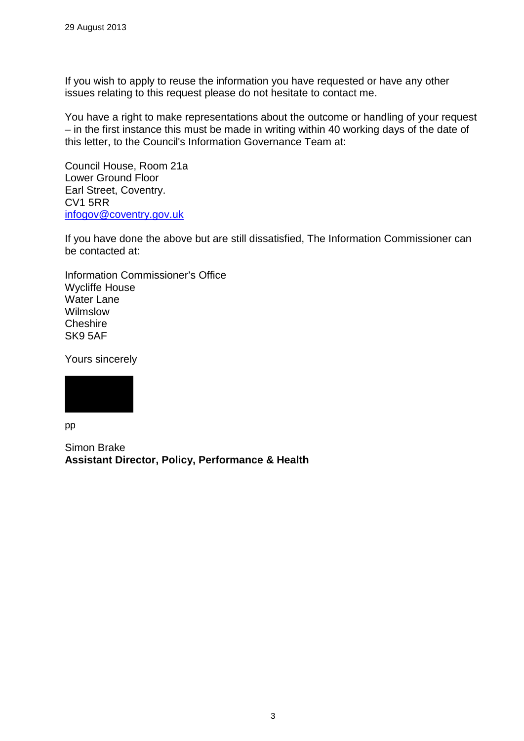29 August 2013

If you wish to apply to reuse the information you have requested or have any other issues relating to this request please do not hesitate to contact me.

You have a right to make representations about the outcome or handling of your request – in the first instance this must be made in writing within 40 working days of the date of this letter, to the Council's Information Governance Team at:

Council House, Room 21a  
Lower Ground Floor  
Earl Street, Coventry.  
CV1 5RR  
infogov@coventry.gov.uk

If you have done the above but are still dissatisfied, The Information Commissioner can be contacted at:

Information Commissioner's Office  
Wycliffe House  
Water Lane  
Wilmslow  
Cheshire  
SK9 5AF

Yours sincerely

pp

Simon Brake  
**Assistant Director, Policy, Performance & Health**